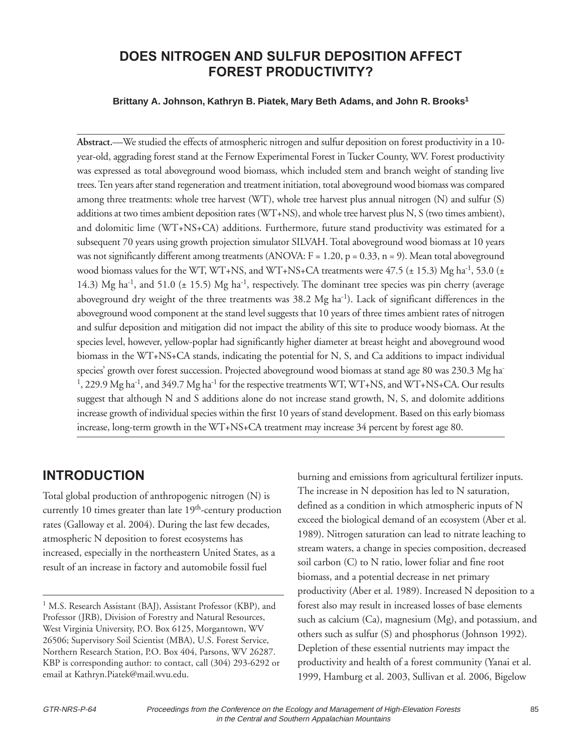# DOES NITROGEN AND SULFUR DEPOSITION AFFECT FOREST PRODUCTIVITY?

**Brittany A. Johnson, Kathryn B. Piatek, Mary Beth Adams, and John R. Brooks[1]**

**Abstract.**—We studied the effects of atmospheric nitrogen and sulfur deposition on forest productivity in a 10-year-old, aggrading forest stand at the Fernow Experimental Forest in Tucker County, WV. Forest productivity was expressed as total aboveground wood biomass, which included stem and branch weight of standing live trees. Ten years after stand regeneration and treatment initiation, total aboveground wood biomass was compared among three treatments: whole tree harvest (WT), whole tree harvest plus annual nitrogen (N) and sulfur (S) additions at two times ambient deposition rates (WT+NS), and whole tree harvest plus N, S (two times ambient), and dolomitic lime (WT+NS+CA) additions. Furthermore, future stand productivity was estimated for a subsequent 70 years using growth projection simulator SILVAH. Total aboveground wood biomass at 10 years was not significantly different among treatments (ANOVA: $F = 1.20$, $p = 0.33$, $n = 9$). Mean total aboveground wood biomass values for the WT, WT+NS, and WT+NS+CA treatments were 47.5 (± 15.3) Mg $ha^{-1}$, 53.0 (± 14.3) Mg $ha^{-1}$, and 51.0 (± 15.5) Mg $ha^{-1}$, respectively. The dominant tree species was pin cherry (average aboveground dry weight of the three treatments was 38.2 Mg $ha^{-1}$). Lack of significant differences in the aboveground wood component at the stand level suggests that 10 years of three times ambient rates of nitrogen and sulfur deposition and mitigation did not impact the ability of this site to produce woody biomass. At the species level, however, yellow-poplar had significantly higher diameter at breast height and aboveground wood biomass in the WT+NS+CA stands, indicating the potential for N, S, and Ca additions to impact individual species' growth over forest succession. Projected aboveground wood biomass at stand age 80 was 230.3 Mg $ha^{-1}$, 229.9 Mg $ha^{-1}$, and 349.7 Mg $ha^{-1}$ for the respective treatments WT, WT+NS, and WT+NS+CA. Our results suggest that although N and S additions alone do not increase stand growth, N, S, and dolomite additions increase growth of individual species within the first 10 years of stand development. Based on this early biomass increase, long-term growth in the WT+NS+CA treatment may increase 34 percent by forest age 80.

## INTRODUCTION

Total global production of anthropogenic nitrogen (N) is currently 10 times greater than late 19th-century production rates (Galloway et al. 2004). During the last few decades, atmospheric N deposition to forest ecosystems has increased, especially in the northeastern United States, as a result of an increase in factory and automobile fossil fuel burning and emissions from agricultural fertilizer inputs. The increase in N deposition has led to N saturation, defined as a condition in which atmospheric inputs of N exceed the biological demand of an ecosystem (Aber et al. 1989). Nitrogen saturation can lead to nitrate leaching to stream waters, a change in species composition, decreased soil carbon (C) to N ratio, lower foliar and fine root biomass, and a potential decrease in net primary productivity (Aber et al. 1989). Increased N deposition to a forest also may result in increased losses of base elements such as calcium (Ca), magnesium (Mg), and potassium, and others such as sulfur (S) and phosphorus (Johnson 1992). Depletion of these essential nutrients may impact the productivity and health of a forest community (Yanai et al. 1999, Hamburg et al. 2003, Sullivan et al. 2006, Bigelow

[1] M.S. Research Assistant (BAJ), Assistant Professor (KBP), and Professor (JRB), Division of Forestry and Natural Resources, West Virginia University, P.O. Box 6125, Morgantown, WV 26506; Supervisory Soil Scientist (MBA), U.S. Forest Service, Northern Research Station, P.O. Box 404, Parsons, WV 26287. KBP is corresponding author: to contact, call (304) 293-6292 or email at Kathryn.Piatek@mail.wvu.edu.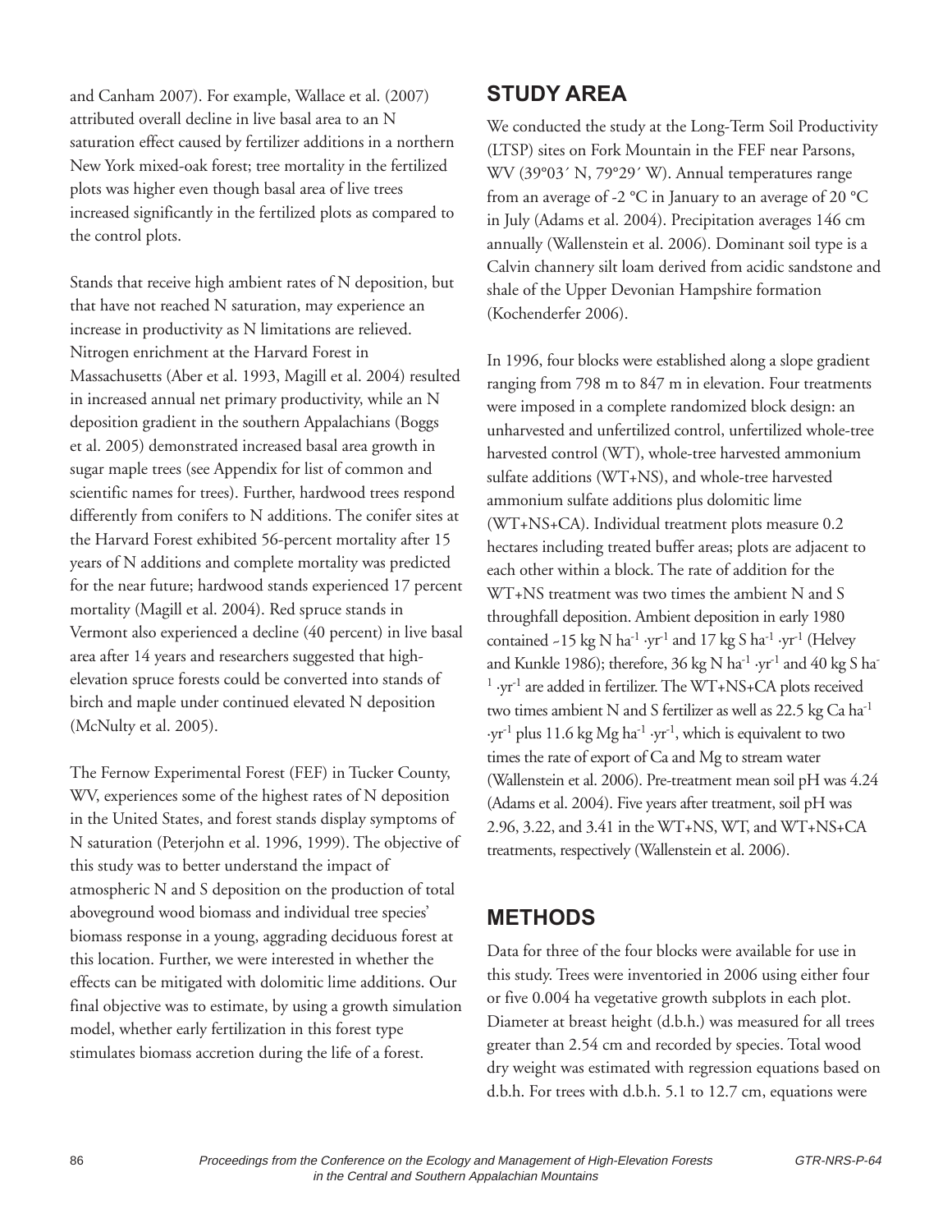and Canham 2007). For example, Wallace et al. (2007) attributed overall decline in live basal area to an N saturation effect caused by fertilizer additions in a northern New York mixed-oak forest; tree mortality in the fertilized plots was higher even though basal area of live trees increased significantly in the fertilized plots as compared to the control plots.

Stands that receive high ambient rates of N deposition, but that have not reached N saturation, may experience an increase in productivity as N limitations are relieved. Nitrogen enrichment at the Harvard Forest in Massachusetts (Aber et al. 1993, Magill et al. 2004) resulted in increased annual net primary productivity, while an N deposition gradient in the southern Appalachians (Boggs et al. 2005) demonstrated increased basal area growth in sugar maple trees (see Appendix for list of common and scientific names for trees). Further, hardwood trees respond differently from conifers to N additions. The conifer sites at the Harvard Forest exhibited 56-percent mortality after 15 years of N additions and complete mortality was predicted for the near future; hardwood stands experienced 17 percent mortality (Magill et al. 2004). Red spruce stands in Vermont also experienced a decline (40 percent) in live basal area after 14 years and researchers suggested that high-elevation spruce forests could be converted into stands of birch and maple under continued elevated N deposition (McNulty et al. 2005).

The Fernow Experimental Forest (FEF) in Tucker County, WV, experiences some of the highest rates of N deposition in the United States, and forest stands display symptoms of N saturation (Peterjohn et al. 1996, 1999). The objective of this study was to better understand the impact of atmospheric N and S deposition on the production of total aboveground wood biomass and individual tree species' biomass response in a young, aggrading deciduous forest at this location. Further, we were interested in whether the effects can be mitigated with dolomitic lime additions. Our final objective was to estimate, by using a growth simulation model, whether early fertilization in this forest type stimulates biomass accretion during the life of a forest.

## STUDY AREA

We conducted the study at the Long-Term Soil Productivity (LTSP) sites on Fork Mountain in the FEF near Parsons, WV (39°03′ N, 79°29′ W). Annual temperatures range from an average of -2 °C in January to an average of 20 °C in July (Adams et al. 2004). Precipitation averages 146 cm annually (Wallenstein et al. 2006). Dominant soil type is a Calvin channery silt loam derived from acidic sandstone and shale of the Upper Devonian Hampshire formation (Kochenderfer 2006).

In 1996, four blocks were established along a slope gradient ranging from 798 m to 847 m in elevation. Four treatments were imposed in a complete randomized block design: an unharvested and unfertilized control, unfertilized whole-tree harvested control (WT), whole-tree harvested ammonium sulfate additions (WT+NS), and whole-tree harvested ammonium sulfate additions plus dolomitic lime (WT+NS+CA). Individual treatment plots measure 0.2 hectares including treated buffer areas; plots are adjacent to each other within a block. The rate of addition for the WT+NS treatment was two times the ambient N and S throughfall deposition. Ambient deposition in early 1980 contained ~15 kg N $ha^{-1} \cdot yr^{-1}$ and 17 kg S $ha^{-1} \cdot yr^{-1}$ (Helvey and Kunkle 1986); therefore, 36 kg N $ha^{-1} \cdot yr^{-1}$ and 40 kg S $ha^{-1} \cdot yr^{-1}$ are added in fertilizer. The WT+NS+CA plots received two times ambient N and S fertilizer as well as 22.5 kg Ca $ha^{-1} \cdot yr^{-1}$ plus 11.6 kg Mg $ha^{-1} \cdot yr^{-1}$, which is equivalent to two times the rate of export of Ca and Mg to stream water (Wallenstein et al. 2006). Pre-treatment mean soil pH was 4.24 (Adams et al. 2004). Five years after treatment, soil pH was 2.96, 3.22, and 3.41 in the WT+NS, WT, and WT+NS+CA treatments, respectively (Wallenstein et al. 2006).

## METHODS

Data for three of the four blocks were available for use in this study. Trees were inventoried in 2006 using either four or five 0.004 ha vegetative growth subplots in each plot. Diameter at breast height (d.b.h.) was measured for all trees greater than 2.54 cm and recorded by species. Total wood dry weight was estimated with regression equations based on d.b.h. For trees with d.b.h. 5.1 to 12.7 cm, equations were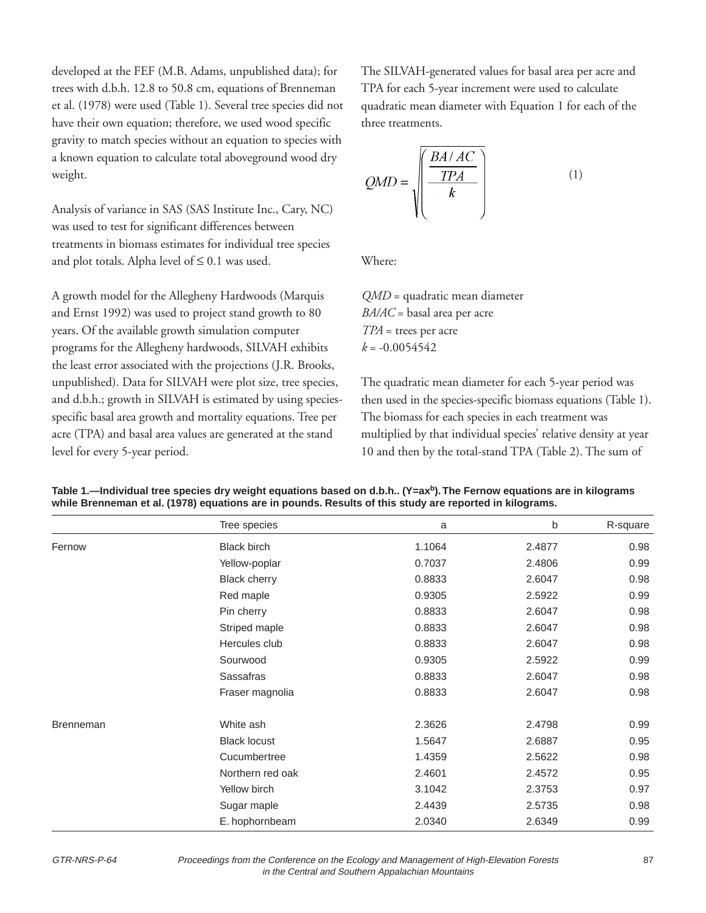developed at the FEF (M.B. Adams, unpublished data); for trees with d.b.h. 12.8 to 50.8 cm, equations of Brenneman et al. (1978) were used (Table 1). Several tree species did not have their own equation; therefore, we used wood specific gravity to match species without an equation to species with a known equation to calculate total aboveground wood dry weight.

Analysis of variance in SAS (SAS Institute Inc., Cary, NC) was used to test for significant differences between treatments in biomass estimates for individual tree species and plot totals. Alpha level of ≤ 0.1 was used.

A growth model for the Allegheny Hardwoods (Marquis and Ernst 1992) was used to project stand growth to 80 years. Of the available growth simulation computer programs for the Allegheny hardwoods, SILVAH exhibits the least error associated with the projections (J.R. Brooks, unpublished). Data for SILVAH were plot size, tree species, and d.b.h.; growth in SILVAH is estimated by using species-specific basal area growth and mortality equations. Tree per acre (TPA) and basal area values are generated at the stand level for every 5-year period.

The SILVAH-generated values for basal area per acre and TPA for each 5-year increment were used to calculate quadratic mean diameter with Equation 1 for each of the three treatments.

$$QMD = \sqrt{\left(\frac{\frac{BA/AC}{TPA}}{k}\right)} \qquad (1)$$

Where:

*QMD* = quadratic mean diameter
*BA/AC* = basal area per acre
*TPA* = trees per acre
$k$ = -0.0054542

The quadratic mean diameter for each 5-year period was then used in the species-specific biomass equations (Table 1). The biomass for each species in each treatment was multiplied by that individual species' relative density at year 10 and then by the total-stand TPA (Table 2). The sum of

**Table 1.—Individual tree species dry weight equations based on d.b.h.. ($Y=ax^b$). The Fernow equations are in kilograms while Brenneman et al. (1978) equations are in pounds. Results of this study are reported in kilograms.**

| | Tree species | a | b | R-square |
|---|---|---|---|---|
| Fernow | Black birch | 1.1064 | 2.4877 | 0.98 |
| | Yellow-poplar | 0.7037 | 2.4806 | 0.99 |
| | Black cherry | 0.8833 | 2.6047 | 0.98 |
| | Red maple | 0.9305 | 2.5922 | 0.99 |
| | Pin cherry | 0.8833 | 2.6047 | 0.98 |
| | Striped maple | 0.8833 | 2.6047 | 0.98 |
| | Hercules club | 0.8833 | 2.6047 | 0.98 |
| | Sourwood | 0.9305 | 2.5922 | 0.99 |
| | Sassafras | 0.8833 | 2.6047 | 0.98 |
| | Fraser magnolia | 0.8833 | 2.6047 | 0.98 |
| Brenneman | White ash | 2.3626 | 2.4798 | 0.99 |
| | Black locust | 1.5647 | 2.6887 | 0.95 |
| | Cucumbertree | 1.4359 | 2.5622 | 0.98 |
| | Northern red oak | 2.4601 | 2.4572 | 0.95 |
| | Yellow birch | 3.1042 | 2.3753 | 0.97 |
| | Sugar maple | 2.4439 | 2.5735 | 0.98 |
| | E. hophornbeam | 2.0340 | 2.6349 | 0.99 |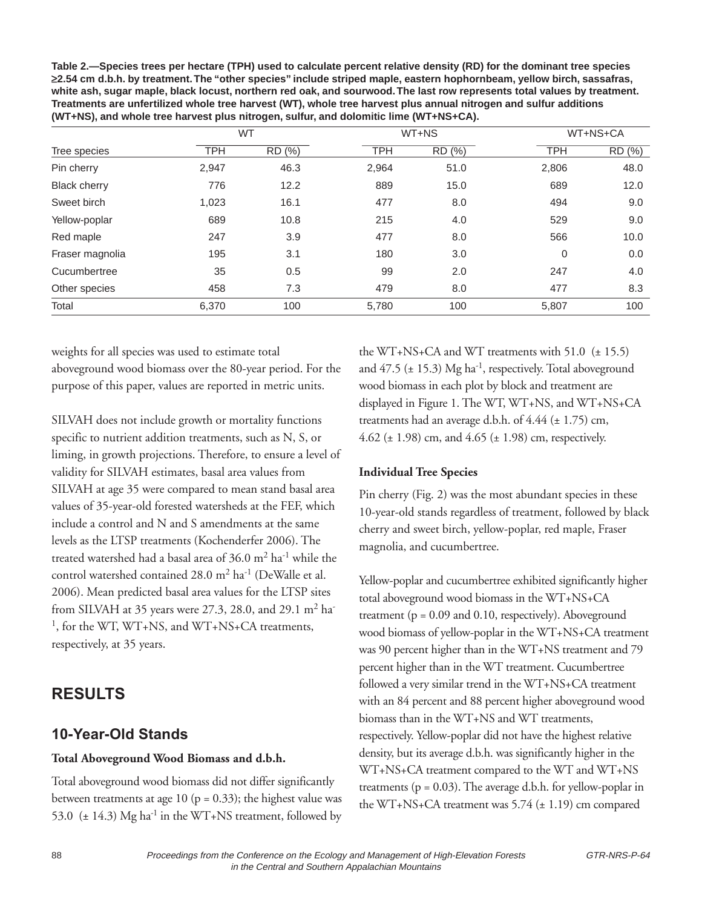**Table 2.—Species trees per hectare (TPH) used to calculate percent relative density (RD) for the dominant tree species ≥2.54 cm d.b.h. by treatment. The "other species" include striped maple, eastern hophornbeam, yellow birch, sassafras, white ash, sugar maple, black locust, northern red oak, and sourwood. The last row represents total values by treatment. Treatments are unfertilized whole tree harvest (WT), whole tree harvest plus annual nitrogen and sulfur additions (WT+NS), and whole tree harvest plus nitrogen, sulfur, and dolomitic lime (WT+NS+CA).**

| | WT | | WT+NS | | WT+NS+CA | |
|---|---|---|---|---|---|---|
| Tree species | TPH | RD (%) | TPH | RD (%) | TPH | RD (%) |
| Pin cherry | 2,947 | 46.3 | 2,964 | 51.0 | 2,806 | 48.0 |
| Black cherry | 776 | 12.2 | 889 | 15.0 | 689 | 12.0 |
| Sweet birch | 1,023 | 16.1 | 477 | 8.0 | 494 | 9.0 |
| Yellow-poplar | 689 | 10.8 | 215 | 4.0 | 529 | 9.0 |
| Red maple | 247 | 3.9 | 477 | 8.0 | 566 | 10.0 |
| Fraser magnolia | 195 | 3.1 | 180 | 3.0 | 0 | 0.0 |
| Cucumbertree | 35 | 0.5 | 99 | 2.0 | 247 | 4.0 |
| Other species | 458 | 7.3 | 479 | 8.0 | 477 | 8.3 |
| Total | 6,370 | 100 | 5,780 | 100 | 5,807 | 100 |

weights for all species was used to estimate total aboveground wood biomass over the 80-year period. For the purpose of this paper, values are reported in metric units.

SILVAH does not include growth or mortality functions specific to nutrient addition treatments, such as N, S, or liming, in growth projections. Therefore, to ensure a level of validity for SILVAH estimates, basal area values from SILVAH at age 35 were compared to mean stand basal area values of 35-year-old forested watersheds at the FEF, which include a control and N and S amendments at the same levels as the LTSP treatments (Kochenderfer 2006). The treated watershed had a basal area of 36.0 $m^2$ $ha^{-1}$ while the control watershed contained 28.0 $m^2$ $ha^{-1}$ (DeWalle et al. 2006). Mean predicted basal area values for the LTSP sites from SILVAH at 35 years were 27.3, 28.0, and 29.1 $m^2$ $ha^{-1}$, for the WT, WT+NS, and WT+NS+CA treatments, respectively, at 35 years.

## RESULTS

### 10-Year-Old Stands

#### Total Aboveground Wood Biomass and d.b.h.

Total aboveground wood biomass did not differ significantly between treatments at age 10 ($p = 0.33$); the highest value was 53.0 (± 14.3) Mg $ha^{-1}$ in the WT+NS treatment, followed by the WT+NS+CA and WT treatments with 51.0 (± 15.5) and 47.5 (± 15.3) Mg $ha^{-1}$, respectively. Total aboveground wood biomass in each plot by block and treatment are displayed in Figure 1. The WT, WT+NS, and WT+NS+CA treatments had an average d.b.h. of 4.44 (± 1.75) cm, 4.62 (± 1.98) cm, and 4.65 (± 1.98) cm, respectively.

#### Individual Tree Species

Pin cherry (Fig. 2) was the most abundant species in these 10-year-old stands regardless of treatment, followed by black cherry and sweet birch, yellow-poplar, red maple, Fraser magnolia, and cucumbertree.

Yellow-poplar and cucumbertree exhibited significantly higher total aboveground wood biomass in the WT+NS+CA treatment ($p = 0.09$ and $0.10$, respectively). Aboveground wood biomass of yellow-poplar in the WT+NS+CA treatment was 90 percent higher than in the WT+NS treatment and 79 percent higher than in the WT treatment. Cucumbertree followed a very similar trend in the WT+NS+CA treatment with an 84 percent and 88 percent higher aboveground wood biomass than in the WT+NS and WT treatments, respectively. Yellow-poplar did not have the highest relative density, but its average d.b.h. was significantly higher in the WT+NS+CA treatment compared to the WT and WT+NS treatments ($p = 0.03$). The average d.b.h. for yellow-poplar in the WT+NS+CA treatment was 5.74 (± 1.19) cm compared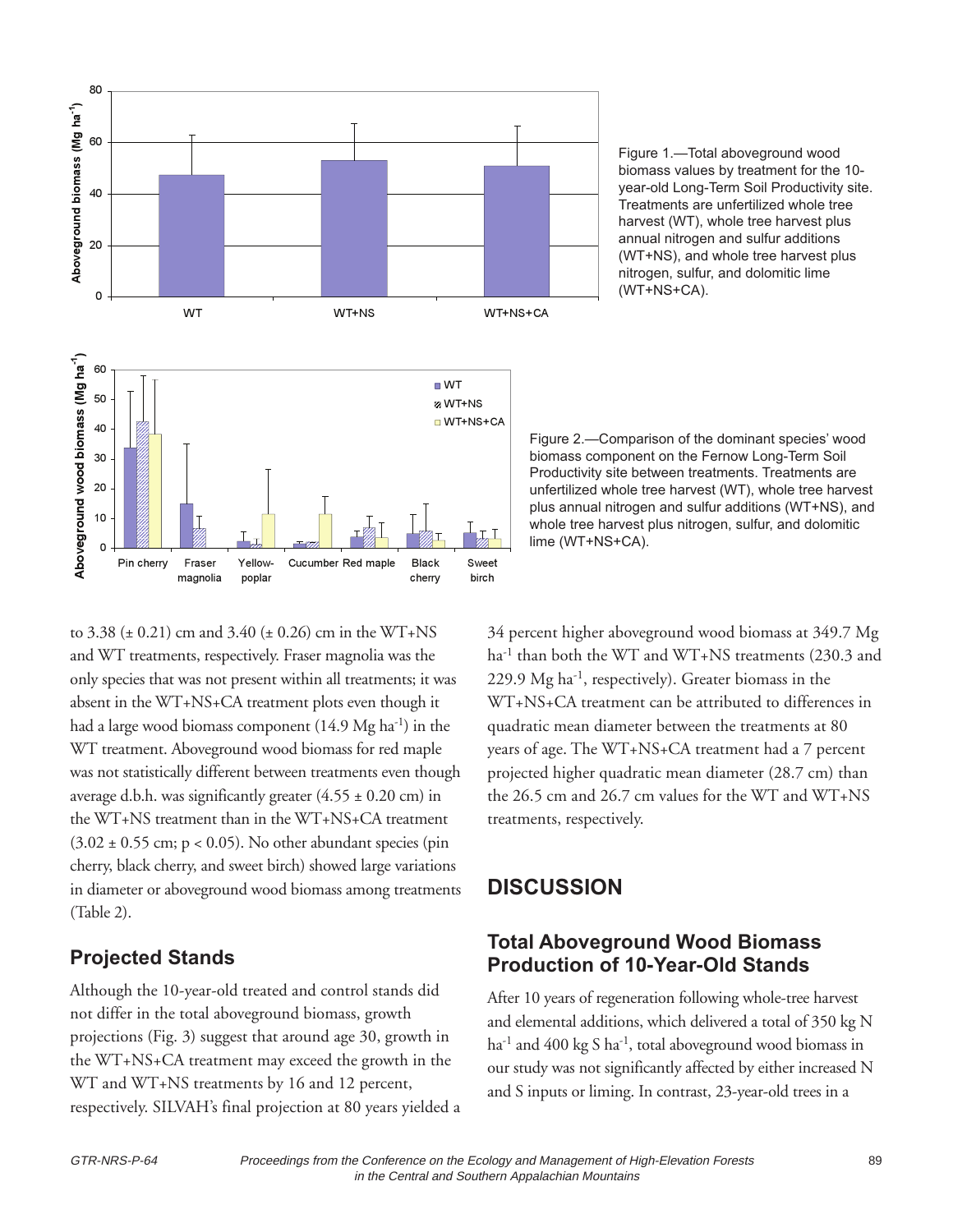Figure 1.—Total aboveground wood biomass values by treatment for the 10-year-old Long-Term Soil Productivity site. Treatments are unfertilized whole tree harvest (WT), whole tree harvest plus annual nitrogen and sulfur additions (WT+NS), and whole tree harvest plus nitrogen, sulfur, and dolomitic lime (WT+NS+CA).

Figure 2.—Comparison of the dominant species' wood biomass component on the Fernow Long-Term Soil Productivity site between treatments. Treatments are unfertilized whole tree harvest (WT), whole tree harvest plus annual nitrogen and sulfur additions (WT+NS), and whole tree harvest plus nitrogen, sulfur, and dolomitic lime (WT+NS+CA).

to 3.38 (± 0.21) cm and 3.40 (± 0.26) cm in the WT+NS and WT treatments, respectively. Fraser magnolia was the only species that was not present within all treatments; it was absent in the WT+NS+CA treatment plots even though it had a large wood biomass component (14.9 Mg ha$^{-1}$) in the WT treatment. Aboveground wood biomass for red maple was not statistically different between treatments even though average d.b.h. was significantly greater (4.55 ± 0.20 cm) in the WT+NS treatment than in the WT+NS+CA treatment (3.02 ± 0.55 cm; $p < 0.05$). No other abundant species (pin cherry, black cherry, and sweet birch) showed large variations in diameter or aboveground wood biomass among treatments (Table 2).

## Projected Stands

Although the 10-year-old treated and control stands did not differ in the total aboveground biomass, growth projections (Fig. 3) suggest that around age 30, growth in the WT+NS+CA treatment may exceed the growth in the WT and WT+NS treatments by 16 and 12 percent, respectively. SILVAH's final projection at 80 years yielded a 34 percent higher aboveground wood biomass at 349.7 Mg ha$^{-1}$ than both the WT and WT+NS treatments (230.3 and 229.9 Mg ha$^{-1}$, respectively). Greater biomass in the WT+NS+CA treatment can be attributed to differences in quadratic mean diameter between the treatments at 80 years of age. The WT+NS+CA treatment had a 7 percent projected higher quadratic mean diameter (28.7 cm) than the 26.5 cm and 26.7 cm values for the WT and WT+NS treatments, respectively.

# DISCUSSION

## Total Aboveground Wood Biomass Production of 10-Year-Old Stands

After 10 years of regeneration following whole-tree harvest and elemental additions, which delivered a total of 350 kg N ha$^{-1}$ and 400 kg S ha$^{-1}$, total aboveground wood biomass in our study was not significantly affected by either increased N and S inputs or liming. In contrast, 23-year-old trees in a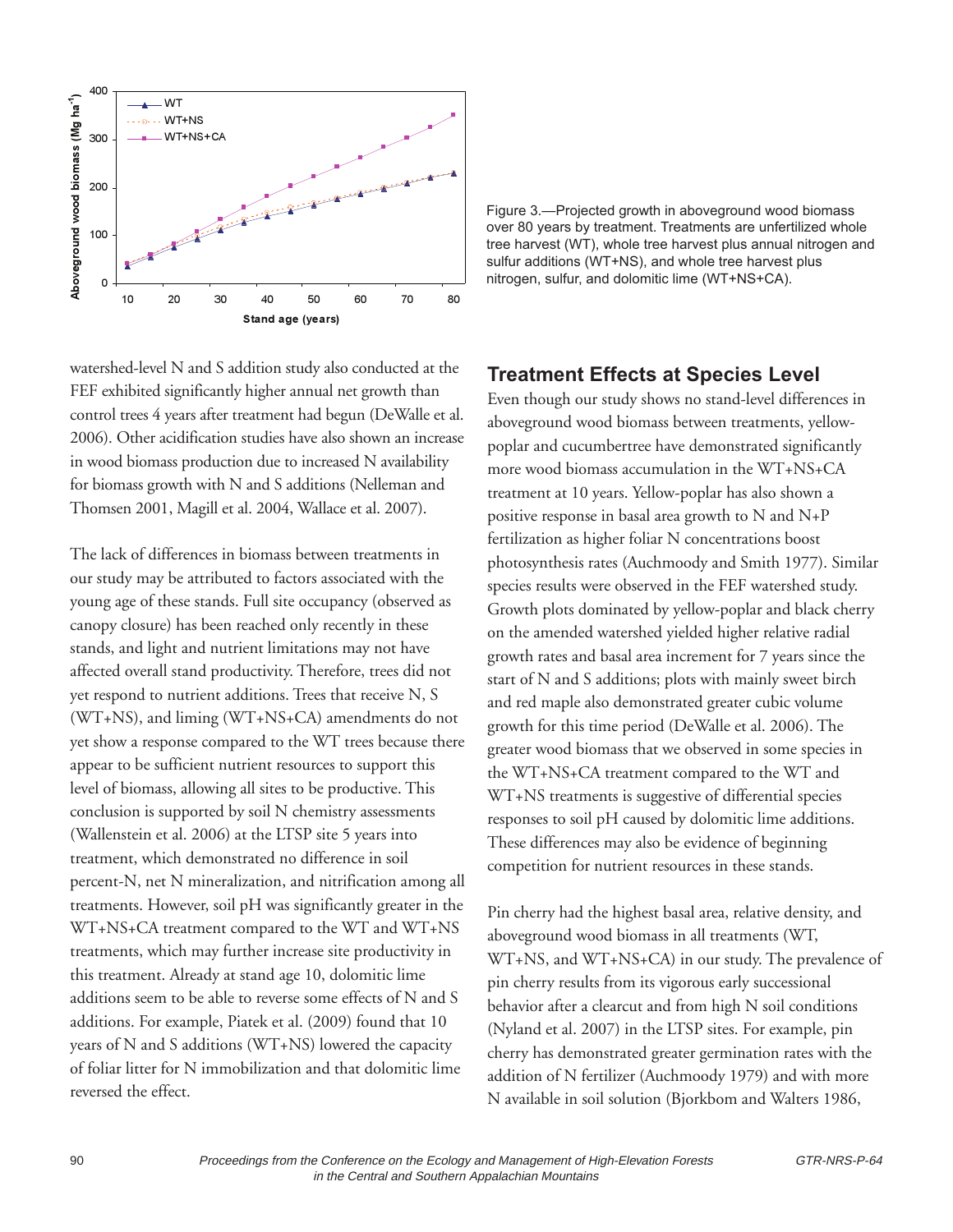Figure 3.—Projected growth in aboveground wood biomass over 80 years by treatment. Treatments are unfertilized whole tree harvest (WT), whole tree harvest plus annual nitrogen and sulfur additions (WT+NS), and whole tree harvest plus nitrogen, sulfur, and dolomitic lime (WT+NS+CA).

watershed-level N and S addition study also conducted at the FEF exhibited significantly higher annual net growth than control trees 4 years after treatment had begun (DeWalle et al. 2006). Other acidification studies have also shown an increase in wood biomass production due to increased N availability for biomass growth with N and S additions (Nelleman and Thomsen 2001, Magill et al. 2004, Wallace et al. 2007).

The lack of differences in biomass between treatments in our study may be attributed to factors associated with the young age of these stands. Full site occupancy (observed as canopy closure) has been reached only recently in these stands, and light and nutrient limitations may not have affected overall stand productivity. Therefore, trees did not yet respond to nutrient additions. Trees that receive N, S (WT+NS), and liming (WT+NS+CA) amendments do not yet show a response compared to the WT trees because there appear to be sufficient nutrient resources to support this level of biomass, allowing all sites to be productive. This conclusion is supported by soil N chemistry assessments (Wallenstein et al. 2006) at the LTSP site 5 years into treatment, which demonstrated no difference in soil percent-N, net N mineralization, and nitrification among all treatments. However, soil pH was significantly greater in the WT+NS+CA treatment compared to the WT and WT+NS treatments, which may further increase site productivity in this treatment. Already at stand age 10, dolomitic lime additions seem to be able to reverse some effects of N and S additions. For example, Piatek et al. (2009) found that 10 years of N and S additions (WT+NS) lowered the capacity of foliar litter for N immobilization and that dolomitic lime reversed the effect.

## Treatment Effects at Species Level

Even though our study shows no stand-level differences in aboveground wood biomass between treatments, yellow-poplar and cucumbertree have demonstrated significantly more wood biomass accumulation in the WT+NS+CA treatment at 10 years. Yellow-poplar has also shown a positive response in basal area growth to N and N+P fertilization as higher foliar N concentrations boost photosynthesis rates (Auchmoody and Smith 1977). Similar species results were observed in the FEF watershed study. Growth plots dominated by yellow-poplar and black cherry on the amended watershed yielded higher relative radial growth rates and basal area increment for 7 years since the start of N and S additions; plots with mainly sweet birch and red maple also demonstrated greater cubic volume growth for this time period (DeWalle et al. 2006). The greater wood biomass that we observed in some species in the WT+NS+CA treatment compared to the WT and WT+NS treatments is suggestive of differential species responses to soil pH caused by dolomitic lime additions. These differences may also be evidence of beginning competition for nutrient resources in these stands.

Pin cherry had the highest basal area, relative density, and aboveground wood biomass in all treatments (WT, WT+NS, and WT+NS+CA) in our study. The prevalence of pin cherry results from its vigorous early successional behavior after a clearcut and from high N soil conditions (Nyland et al. 2007) in the LTSP sites. For example, pin cherry has demonstrated greater germination rates with the addition of N fertilizer (Auchmoody 1979) and with more N available in soil solution (Bjorkbom and Walters 1986,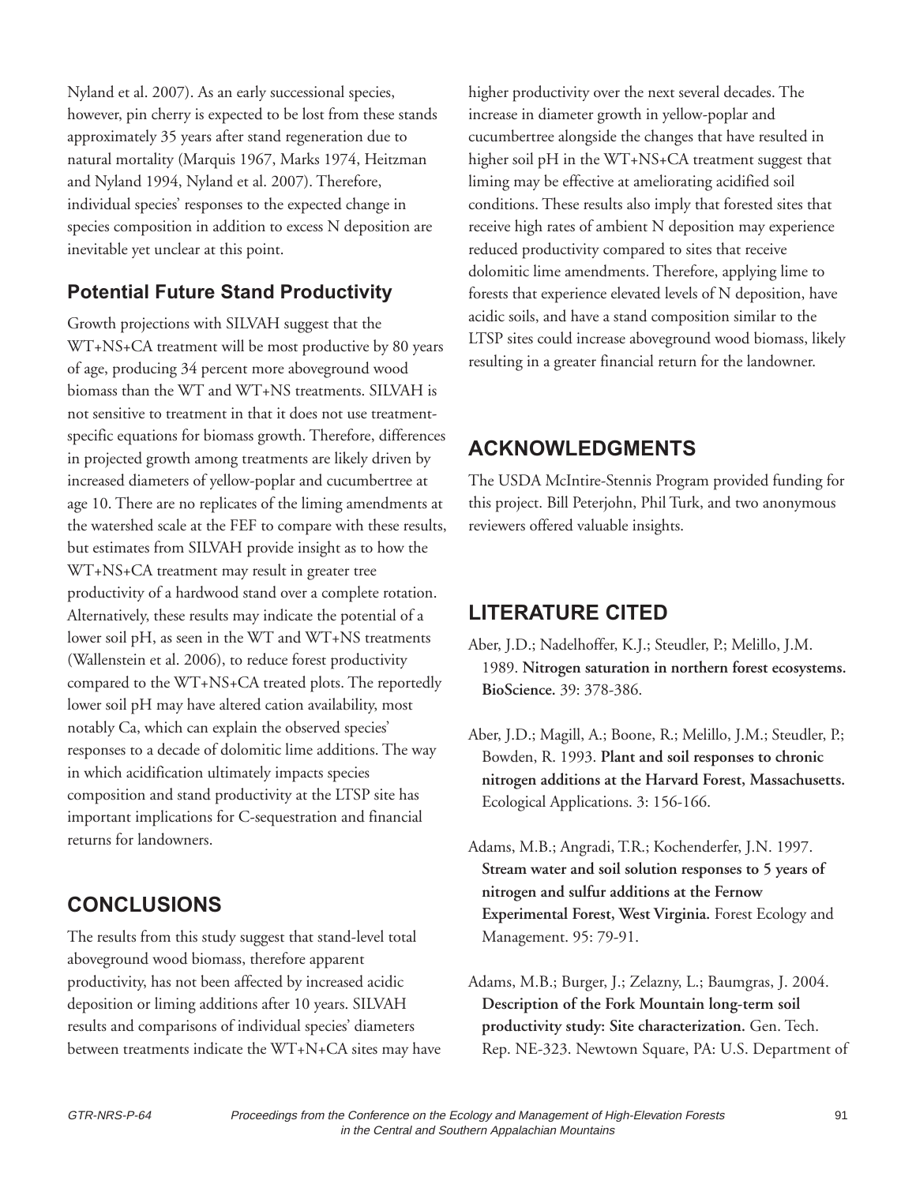Nyland et al. 2007). As an early successional species, however, pin cherry is expected to be lost from these stands approximately 35 years after stand regeneration due to natural mortality (Marquis 1967, Marks 1974, Heitzman and Nyland 1994, Nyland et al. 2007). Therefore, individual species' responses to the expected change in species composition in addition to excess N deposition are inevitable yet unclear at this point.

### Potential Future Stand Productivity

Growth projections with SILVAH suggest that the WT+NS+CA treatment will be most productive by 80 years of age, producing 34 percent more aboveground wood biomass than the WT and WT+NS treatments. SILVAH is not sensitive to treatment in that it does not use treatment-specific equations for biomass growth. Therefore, differences in projected growth among treatments are likely driven by increased diameters of yellow-poplar and cucumbertree at age 10. There are no replicates of the liming amendments at the watershed scale at the FEF to compare with these results, but estimates from SILVAH provide insight as to how the WT+NS+CA treatment may result in greater tree productivity of a hardwood stand over a complete rotation. Alternatively, these results may indicate the potential of a lower soil pH, as seen in the WT and WT+NS treatments (Wallenstein et al. 2006), to reduce forest productivity compared to the WT+NS+CA treated plots. The reportedly lower soil pH may have altered cation availability, most notably Ca, which can explain the observed species' responses to a decade of dolomitic lime additions. The way in which acidification ultimately impacts species composition and stand productivity at the LTSP site has important implications for C-sequestration and financial returns for landowners.

## CONCLUSIONS

The results from this study suggest that stand-level total aboveground wood biomass, therefore apparent productivity, has not been affected by increased acidic deposition or liming additions after 10 years. SILVAH results and comparisons of individual species' diameters between treatments indicate the WT+N+CA sites may have higher productivity over the next several decades. The increase in diameter growth in yellow-poplar and cucumbertree alongside the changes that have resulted in higher soil pH in the WT+NS+CA treatment suggest that liming may be effective at ameliorating acidified soil conditions. These results also imply that forested sites that receive high rates of ambient N deposition may experience reduced productivity compared to sites that receive dolomitic lime amendments. Therefore, applying lime to forests that experience elevated levels of N deposition, have acidic soils, and have a stand composition similar to the LTSP sites could increase aboveground wood biomass, likely resulting in a greater financial return for the landowner.

## ACKNOWLEDGMENTS

The USDA McIntire-Stennis Program provided funding for this project. Bill Peterjohn, Phil Turk, and two anonymous reviewers offered valuable insights.

## LITERATURE CITED

Aber, J.D.; Nadelhoffer, K.J.; Steudler, P.; Melillo, J.M. 1989. **Nitrogen saturation in northern forest ecosystems. BioScience.** 39: 378-386.

Aber, J.D.; Magill, A.; Boone, R.; Melillo, J.M.; Steudler, P.; Bowden, R. 1993. **Plant and soil responses to chronic nitrogen additions at the Harvard Forest, Massachusetts.** Ecological Applications. 3: 156-166.

Adams, M.B.; Angradi, T.R.; Kochenderfer, J.N. 1997. **Stream water and soil solution responses to 5 years of nitrogen and sulfur additions at the Fernow Experimental Forest, West Virginia.** Forest Ecology and Management. 95: 79-91.

Adams, M.B.; Burger, J.; Zelazny, L.; Baumgras, J. 2004. **Description of the Fork Mountain long-term soil productivity study: Site characterization.** Gen. Tech. Rep. NE-323. Newtown Square, PA: U.S. Department of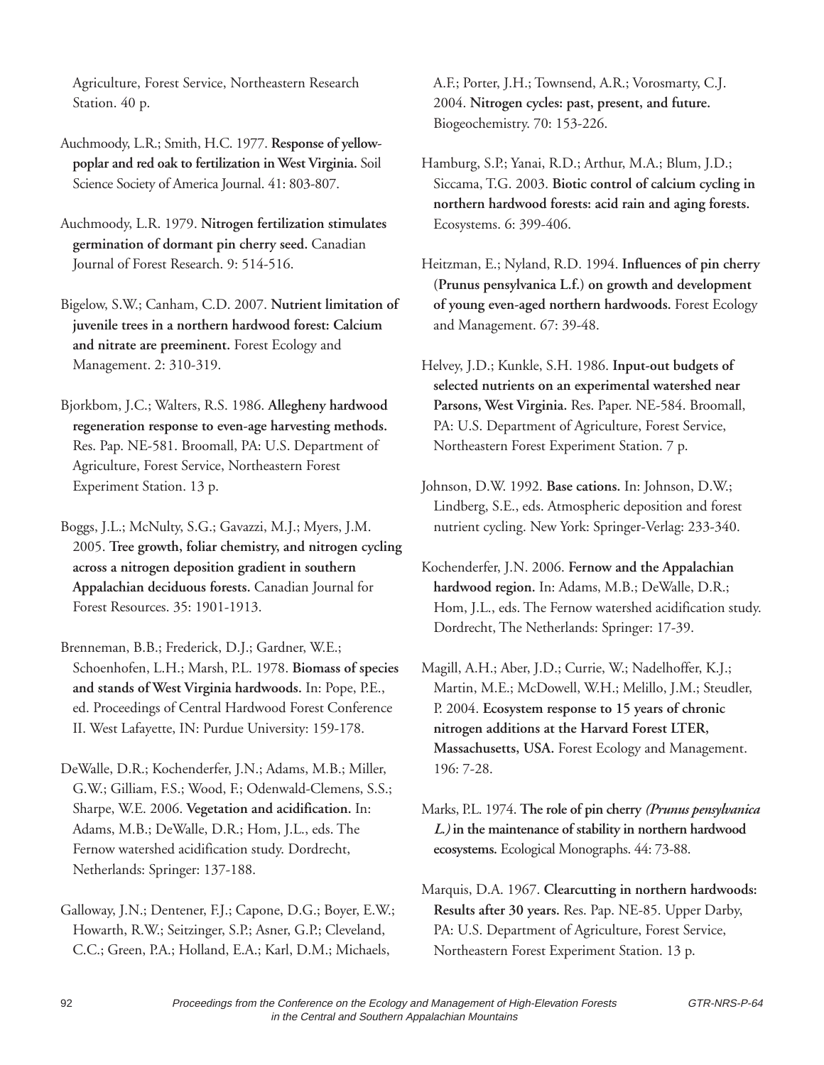Agriculture, Forest Service, Northeastern Research Station. 40 p.

Auchmoody, L.R.; Smith, H.C. 1977. **Response of yellow-poplar and red oak to fertilization in West Virginia.** Soil Science Society of America Journal. 41: 803-807.

Auchmoody, L.R. 1979. **Nitrogen fertilization stimulates germination of dormant pin cherry seed.** Canadian Journal of Forest Research. 9: 514-516.

Bigelow, S.W.; Canham, C.D. 2007. **Nutrient limitation of juvenile trees in a northern hardwood forest: Calcium and nitrate are preeminent.** Forest Ecology and Management. 2: 310-319.

Bjorkbom, J.C.; Walters, R.S. 1986. **Allegheny hardwood regeneration response to even-age harvesting methods.** Res. Pap. NE-581. Broomall, PA: U.S. Department of Agriculture, Forest Service, Northeastern Forest Experiment Station. 13 p.

Boggs, J.L.; McNulty, S.G.; Gavazzi, M.J.; Myers, J.M. 2005. **Tree growth, foliar chemistry, and nitrogen cycling across a nitrogen deposition gradient in southern Appalachian deciduous forests.** Canadian Journal for Forest Resources. 35: 1901-1913.

Brenneman, B.B.; Frederick, D.J.; Gardner, W.E.; Schoenhofen, L.H.; Marsh, P.L. 1978. **Biomass of species and stands of West Virginia hardwoods.** In: Pope, P.E., ed. Proceedings of Central Hardwood Forest Conference II. West Lafayette, IN: Purdue University: 159-178.

DeWalle, D.R.; Kochenderfer, J.N.; Adams, M.B.; Miller, G.W.; Gilliam, F.S.; Wood, F.; Odenwald-Clemens, S.S.; Sharpe, W.E. 2006. **Vegetation and acidification.** In: Adams, M.B.; DeWalle, D.R.; Hom, J.L., eds. The Fernow watershed acidification study. Dordrecht, Netherlands: Springer: 137-188.

Galloway, J.N.; Dentener, F.J.; Capone, D.G.; Boyer, E.W.; Howarth, R.W.; Seitzinger, S.P.; Asner, G.P.; Cleveland, C.C.; Green, P.A.; Holland, E.A.; Karl, D.M.; Michaels, A.F.; Porter, J.H.; Townsend, A.R.; Vorosmarty, C.J. 2004. **Nitrogen cycles: past, present, and future.** Biogeochemistry. 70: 153-226.

Hamburg, S.P.; Yanai, R.D.; Arthur, M.A.; Blum, J.D.; Siccama, T.G. 2003. **Biotic control of calcium cycling in northern hardwood forests: acid rain and aging forests.** Ecosystems. 6: 399-406.

Heitzman, E.; Nyland, R.D. 1994. **Influences of pin cherry (Prunus pensylvanica L.f.) on growth and development of young even-aged northern hardwoods.** Forest Ecology and Management. 67: 39-48.

Helvey, J.D.; Kunkle, S.H. 1986. **Input-out budgets of selected nutrients on an experimental watershed near Parsons, West Virginia.** Res. Paper. NE-584. Broomall, PA: U.S. Department of Agriculture, Forest Service, Northeastern Forest Experiment Station. 7 p.

Johnson, D.W. 1992. **Base cations.** In: Johnson, D.W.; Lindberg, S.E., eds. Atmospheric deposition and forest nutrient cycling. New York: Springer-Verlag: 233-340.

Kochenderfer, J.N. 2006. **Fernow and the Appalachian hardwood region.** In: Adams, M.B.; DeWalle, D.R.; Hom, J.L., eds. The Fernow watershed acidification study. Dordrecht, The Netherlands: Springer: 17-39.

Magill, A.H.; Aber, J.D.; Currie, W.; Nadelhoffer, K.J.; Martin, M.E.; McDowell, W.H.; Melillo, J.M.; Steudler, P. 2004. **Ecosystem response to 15 years of chronic nitrogen additions at the Harvard Forest LTER, Massachusetts, USA.** Forest Ecology and Management. 196: 7-28.

Marks, P.L. 1974. **The role of pin cherry *(Prunus pensylvanica L.)* in the maintenance of stability in northern hardwood ecosystems.** Ecological Monographs. 44: 73-88.

Marquis, D.A. 1967. **Clearcutting in northern hardwoods: Results after 30 years.** Res. Pap. NE-85. Upper Darby, PA: U.S. Department of Agriculture, Forest Service, Northeastern Forest Experiment Station. 13 p.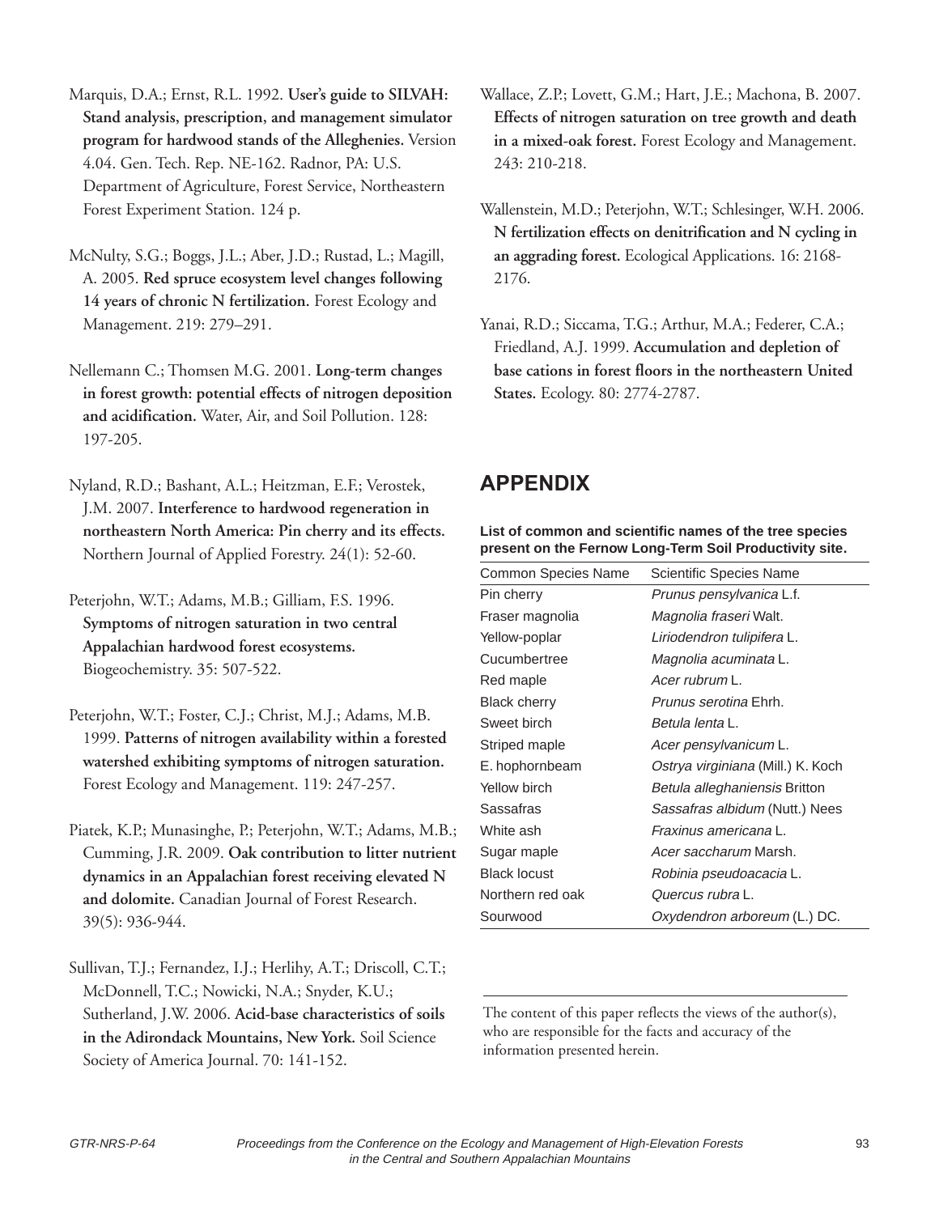Marquis, D.A.; Ernst, R.L. 1992. **User's guide to SILVAH: Stand analysis, prescription, and management simulator program for hardwood stands of the Alleghenies.** Version 4.04. Gen. Tech. Rep. NE-162. Radnor, PA: U.S. Department of Agriculture, Forest Service, Northeastern Forest Experiment Station. 124 p.

McNulty, S.G.; Boggs, J.L.; Aber, J.D.; Rustad, L.; Magill, A. 2005. **Red spruce ecosystem level changes following 14 years of chronic N fertilization.** Forest Ecology and Management. 219: 279–291.

Nellemann C.; Thomsen M.G. 2001. **Long-term changes in forest growth: potential effects of nitrogen deposition and acidification.** Water, Air, and Soil Pollution. 128: 197-205.

Nyland, R.D.; Bashant, A.L.; Heitzman, E.F.; Verostek, J.M. 2007. **Interference to hardwood regeneration in northeastern North America: Pin cherry and its effects.** Northern Journal of Applied Forestry. 24(1): 52-60.

Peterjohn, W.T.; Adams, M.B.; Gilliam, F.S. 1996. **Symptoms of nitrogen saturation in two central Appalachian hardwood forest ecosystems.** Biogeochemistry. 35: 507-522.

Peterjohn, W.T.; Foster, C.J.; Christ, M.J.; Adams, M.B. 1999. **Patterns of nitrogen availability within a forested watershed exhibiting symptoms of nitrogen saturation.** Forest Ecology and Management. 119: 247-257.

Piatek, K.P.; Munasinghe, P.; Peterjohn, W.T.; Adams, M.B.; Cumming, J.R. 2009. **Oak contribution to litter nutrient dynamics in an Appalachian forest receiving elevated N and dolomite.** Canadian Journal of Forest Research. 39(5): 936-944.

Sullivan, T.J.; Fernandez, I.J.; Herlihy, A.T.; Driscoll, C.T.; McDonnell, T.C.; Nowicki, N.A.; Snyder, K.U.; Sutherland, J.W. 2006. **Acid-base characteristics of soils in the Adirondack Mountains, New York.** Soil Science Society of America Journal. 70: 141-152.

Wallace, Z.P.; Lovett, G.M.; Hart, J.E.; Machona, B. 2007. **Effects of nitrogen saturation on tree growth and death in a mixed-oak forest.** Forest Ecology and Management. 243: 210-218.

Wallenstein, M.D.; Peterjohn, W.T.; Schlesinger, W.H. 2006. **N fertilization effects on denitrification and N cycling in an aggrading forest.** Ecological Applications. 16: 2168-2176.

Yanai, R.D.; Siccama, T.G.; Arthur, M.A.; Federer, C.A.; Friedland, A.J. 1999. **Accumulation and depletion of base cations in forest floors in the northeastern United States.** Ecology. 80: 2774-2787.

## APPENDIX

**List of common and scientific names of the tree species present on the Fernow Long-Term Soil Productivity site.**

| Common Species Name | Scientific Species Name |
|---|---|
| Pin cherry | *Prunus pensylvanica* L.f. |
| Fraser magnolia | *Magnolia fraseri* Walt. |
| Yellow-poplar | *Liriodendron tulipifera* L. |
| Cucumbertree | *Magnolia acuminata* L. |
| Red maple | *Acer rubrum* L. |
| Black cherry | *Prunus serotina* Ehrh. |
| Sweet birch | *Betula lenta* L. |
| Striped maple | *Acer pensylvanicum* L. |
| E. hophornbeam | *Ostrya virginiana* (Mill.) K. Koch |
| Yellow birch | *Betula alleghaniensis* Britton |
| Sassafras | *Sassafras albidum* (Nutt.) Nees |
| White ash | *Fraxinus americana* L. |
| Sugar maple | *Acer saccharum* Marsh. |
| Black locust | *Robinia pseudoacacia* L. |
| Northern red oak | *Quercus rubra* L. |
| Sourwood | *Oxydendron arboreum* (L.) DC. |

The content of this paper reflects the views of the author(s), who are responsible for the facts and accuracy of the information presented herein.